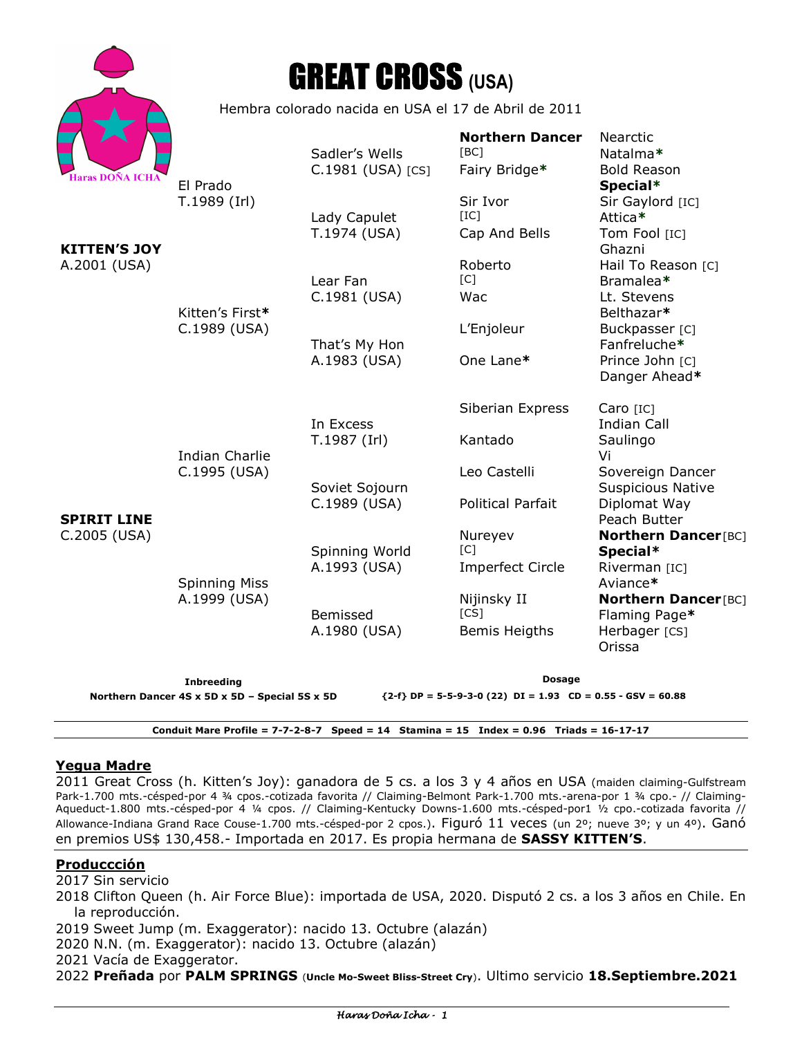# GREAT CROSS (USA)

Hembra colorado nacida en USA el 17 de Abril de 2011

Haras DOÑA ICHA

| | | | | |
|---|---|---|---|---|
| **KITTEN'S JOY** A.2001 (USA) | El Prado T.1989 (Irl) | Sadler's Wells C.1981 (USA) [CS] | **Northern Dancer** [BC] | Nearctic |
| | | | | Natalma* |
| | | | Fairy Bridge* | Bold Reason |
| | | | | **Special*** |
| | | Lady Capulet T.1974 (USA) | Sir Ivor [IC] | Sir Gaylord [IC] |
| | | | | Attica* |
| | | | Cap And Bells | Tom Fool [IC] |
| | | | | Ghazni |
| | Kitten's First* C.1989 (USA) | Lear Fan C.1981 (USA) | Roberto [C] | Hail To Reason [C] |
| | | | | Bramalea* |
| | | | Wac | Lt. Stevens |
| | | | | Belthazar* |
| | | That's My Hon A.1983 (USA) | L'Enjoleur | Buckpasser [C] |
| | | | | Fanfreluche* |
| | | | One Lane* | Prince John [C] |
| | | | | Danger Ahead* |
| **SPIRIT LINE** C.2005 (USA) | Indian Charlie C.1995 (USA) | In Excess T.1987 (Irl) | Siberian Express | Caro [IC] |
| | | | | Indian Call |
| | | | Kantado | Saulingo |
| | | | | Vi |
| | | Soviet Sojourn C.1989 (USA) | Leo Castelli | Sovereign Dancer |
| | | | | Suspicious Native |
| | | | Political Parfait | Diplomat Way |
| | | | | Peach Butter |
| | Spinning Miss A.1999 (USA) | Spinning World A.1993 (USA) | Nureyev [C] | **Northern Dancer** [BC] |
| | | | | **Special*** |
| | | | Imperfect Circle | Riverman [IC] |
| | | | | Aviance* |
| | | Bemissed A.1980 (USA) | Nijinsky II [CS] | **Northern Dancer** [BC] |
| | | | | Flaming Page* |
| | | | Bemis Heigths | Herbager [CS] |
| | | | | Orissa |

**Inbreeding**
**Northern Dancer 4S x 5D x 5D – Special 5S x 5D**

**Dosage**
**{2-f} DP = 5-5-9-3-0 (22) DI = 1.93 CD = 0.55 - GSV = 60.88**

**Conduit Mare Profile = 7-7-2-8-7 Speed = 14 Stamina = 15 Index = 0.96 Triads = 16-17-17**

## Yegua Madre

2011 Great Cross (h. Kitten's Joy): ganadora de 5 cs. a los 3 y 4 años en USA (maiden claiming-Gulfstream Park-1.700 mts.-césped-por 4 ¾ cpos.-cotizada favorita // Claiming-Belmont Park-1.700 mts.-arena-por 1 ¾ cpo.- // Claiming-Aqueduct-1.800 mts.-césped-por 4 ¼ cpos. // Claiming-Kentucky Downs-1.600 mts.-césped-por1 ½ cpo.-cotizada favorita // Allowance-Indiana Grand Race Couse-1.700 mts.-césped-por 2 cpos.). Figuró 11 veces (un 2º; nueve 3º; y un 4º). Ganó en premios US$ 130,458.- Importada en 2017. Es propia hermana de **SASSY KITTEN'S**.

## Produccción

2017 Sin servicio
2018 Clifton Queen (h. Air Force Blue): importada de USA, 2020. Disputó 2 cs. a los 3 años en Chile. En la reproducción.
2019 Sweet Jump (m. Exaggerator): nacido 13. Octubre (alazán)
2020 N.N. (m. Exaggerator): nacido 13. Octubre (alazán)
2021 Vacía de Exaggerator.
2022 **Preñada** por **PALM SPRINGS** (**Uncle Mo-Sweet Bliss-Street Cry**). Ultimo servicio **18.Septiembre.2021**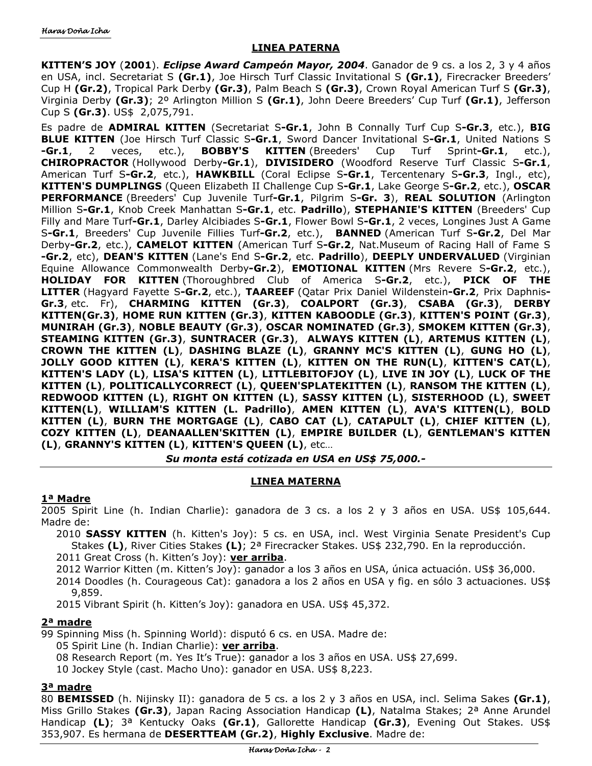## LINEA PATERNA

**KITTEN'S JOY** (**2001**). ***Eclipse Award Campeón Mayor, 2004***. Ganador de 9 cs. a los 2, 3 y 4 años en USA, incl. Secretariat S **(Gr.1)**, Joe Hirsch Turf Classic Invitational S **(Gr.1)**, Firecracker Breeders' Cup H **(Gr.2)**, Tropical Park Derby **(Gr.3)**, Palm Beach S **(Gr.3)**, Crown Royal American Turf S **(Gr.3)**, Virginia Derby **(Gr.3)**; 2º Arlington Million S **(Gr.1)**, John Deere Breeders' Cup Turf **(Gr.1)**, Jefferson Cup S **(Gr.3)**. US$ 2,075,791.

Es padre de **ADMIRAL KITTEN** (Secretariat S**-Gr.1**, John B Connally Turf Cup S**-Gr.3**, etc.), **BIG BLUE KITTEN** (Joe Hirsch Turf Classic S**-Gr.1**, Sword Dancer Invitational S**-Gr.1**, United Nations S **-Gr.1**, 2 veces, etc.), **BOBBY'S KITTEN** (Breeders' Cup Turf Sprint**-Gr.1**, etc.), **CHIROPRACTOR** (Hollywood Derby**-Gr.1**), **DIVISIDERO** (Woodford Reserve Turf Classic S**-Gr.1**, American Turf S**-Gr.2**, etc.), **HAWKBILL** (Coral Eclipse S**-Gr.1**, Tercentenary S**-Gr.3**, Ingl., etc), **KITTEN'S DUMPLINGS** (Queen Elizabeth II Challenge Cup S**-Gr.1**, Lake George S**-Gr.2**, etc.), **OSCAR PERFORMANCE** (Breeders' Cup Juvenile Turf**-Gr.1**, Pilgrim S**-Gr. 3**), **REAL SOLUTION** (Arlington Million S**-Gr.1**, Knob Creek Manhattan S**-Gr.1**, etc. **Padrillo**), **STEPHANIE'S KITTEN** (Breeders' Cup Filly and Mare Turf**-Gr.1**, Darley Alcibiades S**-Gr.1**, Flower Bowl S**-Gr.1**, 2 veces, Longines Just A Game S**-Gr.1**, Breeders' Cup Juvenile Fillies Turf**-Gr.2**, etc.), **BANNED** (American Turf S**-Gr.2**, Del Mar Derby**-Gr.2**, etc.), **CAMELOT KITTEN** (American Turf S**-Gr.2**, Nat.Museum of Racing Hall of Fame S **-Gr.2**, etc), **DEAN'S KITTEN** (Lane's End S**-Gr.2**, etc. **Padrillo**), **DEEPLY UNDERVALUED** (Virginian Equine Allowance Commonwealth Derby**-Gr.2**), **EMOTIONAL KITTEN** (Mrs Revere S**-Gr.2**, etc.), **HOLIDAY FOR KITTEN** (Thoroughbred Club of America S**-Gr.2**, etc.), **PICK OF THE LITTER** (Hagyard Fayette S**-Gr.2**, etc.), **TAAREEF** (Qatar Prix Daniel Wildenstein**-Gr.2**, Prix Daphnis**-Gr.3**, etc. Fr), **CHARMING KITTEN (Gr.3)**, **COALPORT (Gr.3)**, **CSABA (Gr.3)**, **DERBY KITTEN(Gr.3)**, **HOME RUN KITTEN (Gr.3)**, **KITTEN KABOODLE (Gr.3)**, **KITTEN'S POINT (Gr.3)**, **MUNIRAH (Gr.3)**, **NOBLE BEAUTY (Gr.3)**, **OSCAR NOMINATED (Gr.3)**, **SMOKEM KITTEN (Gr.3)**, **STEAMING KITTEN (Gr.3)**, **SUNTRACER (Gr.3)**, **ALWAYS KITTEN (L)**, **ARTEMUS KITTEN (L)**, **CROWN THE KITTEN (L)**, **DASHING BLAZE (L)**, **GRANNY MC'S KITTEN (L)**, **GUNG HO (L)**, **JOLLY GOOD KITTEN (L)**, **KERA'S KITTEN (L)**, **KITTEN ON THE RUN(L)**, **KITTEN'S CAT(L)**, **KITTEN'S LADY (L)**, **LISA'S KITTEN (L)**, **LITTLEBITOFJOY (L)**, **LIVE IN JOY (L)**, **LUCK OF THE KITTEN (L)**, **POLITICALLYCORRECT (L)**, **QUEEN'SPLATEKITTEN (L)**, **RANSOM THE KITTEN (L)**, **REDWOOD KITTEN (L)**, **RIGHT ON KITTEN (L)**, **SASSY KITTEN (L)**, **SISTERHOOD (L)**, **SWEET KITTEN(L)**, **WILLIAM'S KITTEN (L. Padrillo)**, **AMEN KITTEN (L)**, **AVA'S KITTEN(L)**, **BOLD KITTEN (L)**, **BURN THE MORTGAGE (L)**, **CABO CAT (L)**, **CATAPULT (L)**, **CHIEF KITTEN (L)**, **COZY KITTEN (L)**, **DEANAALLEN'SKITTEN (L)**, **EMPIRE BUILDER (L)**, **GENTLEMAN'S KITTEN (L)**, **GRANNY'S KITTEN (L)**, **KITTEN'S QUEEN (L)**, etc…

***Su monta está cotizada en USA en US$ 75,000.-***

## LINEA MATERNA

### 1ª Madre

2005 Spirit Line (h. Indian Charlie): ganadora de 3 cs. a los 2 y 3 años en USA. US$ 105,644. Madre de:

- 2010 **SASSY KITTEN** (h. Kitten's Joy): 5 cs. en USA, incl. West Virginia Senate President's Cup Stakes **(L)**, River Cities Stakes **(L)**; 2ª Firecracker Stakes. US$ 232,790. En la reproducción.
- 2011 Great Cross (h. Kitten's Joy): **ver arriba**.
- 2012 Warrior Kitten (m. Kitten's Joy): ganador a los 3 años en USA, única actuación. US$ 36,000.
- 2014 Doodles (h. Courageous Cat): ganadora a los 2 años en USA y fig. en sólo 3 actuaciones. US$ 9,859.
- 2015 Vibrant Spirit (h. Kitten's Joy): ganadora en USA. US$ 45,372.

### 2ª madre

99 Spinning Miss (h. Spinning World): disputó 6 cs. en USA. Madre de:

- 05 Spirit Line (h. Indian Charlie): **ver arriba**.
- 08 Research Report (m. Yes It's True): ganador a los 3 años en USA. US$ 27,699.
- 10 Jockey Style (cast. Macho Uno): ganador en USA. US$ 8,223.

### 3ª madre

80 **BEMISSED** (h. Nijinsky II): ganadora de 5 cs. a los 2 y 3 años en USA, incl. Selima Sakes **(Gr.1)**, Miss Grillo Stakes **(Gr.3)**, Japan Racing Association Handicap **(L)**, Natalma Stakes; 2ª Anne Arundel Handicap **(L)**; 3ª Kentucky Oaks **(Gr.1)**, Gallorette Handicap **(Gr.3)**, Evening Out Stakes. US$ 353,907. Es hermana de **DESERTTEAM (Gr.2)**, **Highly Exclusive**. Madre de: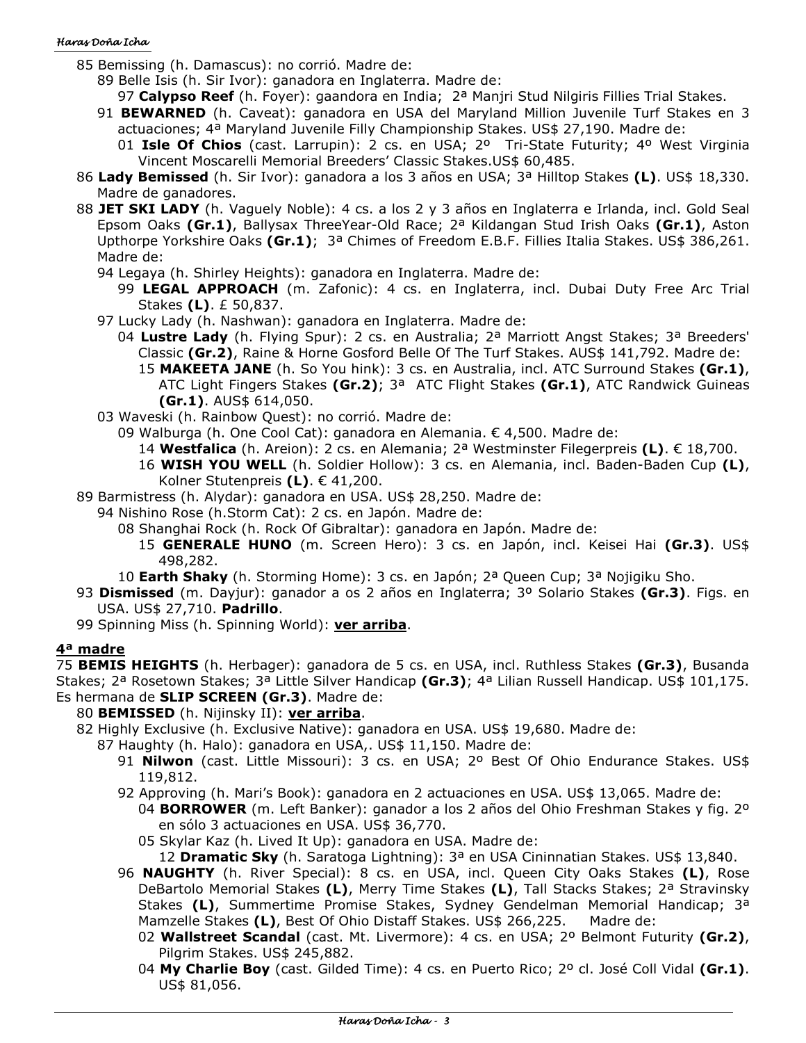85 Bemissing (h. Damascus): no corrió. Madre de:

89 Belle Isis (h. Sir Ivor): ganadora en Inglaterra. Madre de:

97 **Calypso Reef** (h. Foyer): gaandora en India; 2ª Manjri Stud Nilgiris Fillies Trial Stakes.

91 **BEWARNED** (h. Caveat): ganadora en USA del Maryland Million Juvenile Turf Stakes en 3 actuaciones; 4ª Maryland Juvenile Filly Championship Stakes. US$ 27,190. Madre de:

01 **Isle Of Chios** (cast. Larrupin): 2 cs. en USA; 2º Tri-State Futurity; 4º West Virginia Vincent Moscarelli Memorial Breeders' Classic Stakes.US$ 60,485.

86 **Lady Bemissed** (h. Sir Ivor): ganadora a los 3 años en USA; 3ª Hilltop Stakes **(L)**. US$ 18,330. Madre de ganadores.

88 **JET SKI LADY** (h. Vaguely Noble): 4 cs. a los 2 y 3 años en Inglaterra e Irlanda, incl. Gold Seal Epsom Oaks **(Gr.1)**, Ballysax ThreeYear-Old Race; 2ª Kildangan Stud Irish Oaks **(Gr.1)**, Aston Upthorpe Yorkshire Oaks **(Gr.1)**; 3ª Chimes of Freedom E.B.F. Fillies Italia Stakes. US$ 386,261. Madre de:

94 Legaya (h. Shirley Heights): ganadora en Inglaterra. Madre de:

99 **LEGAL APPROACH** (m. Zafonic): 4 cs. en Inglaterra, incl. Dubai Duty Free Arc Trial Stakes **(L)**. £ 50,837.

97 Lucky Lady (h. Nashwan): ganadora en Inglaterra. Madre de:

04 **Lustre Lady** (h. Flying Spur): 2 cs. en Australia; 2ª Marriott Angst Stakes; 3ª Breeders' Classic **(Gr.2)**, Raine & Horne Gosford Belle Of The Turf Stakes. AUS$ 141,792. Madre de:

15 **MAKEETA JANE** (h. So You hink): 3 cs. en Australia, incl. ATC Surround Stakes **(Gr.1)**, ATC Light Fingers Stakes **(Gr.2)**; 3ª ATC Flight Stakes **(Gr.1)**, ATC Randwick Guineas **(Gr.1)**. AUS$ 614,050.

03 Waveski (h. Rainbow Quest): no corrió. Madre de:

09 Walburga (h. One Cool Cat): ganadora en Alemania. € 4,500. Madre de:

14 **Westfalica** (h. Areion): 2 cs. en Alemania; 2ª Westminster Filegerpreis **(L)**. € 18,700.

16 **WISH YOU WELL** (h. Soldier Hollow): 3 cs. en Alemania, incl. Baden-Baden Cup **(L)**, Kolner Stutenpreis **(L)**. € 41,200.

89 Barmistress (h. Alydar): ganadora en USA. US$ 28,250. Madre de:

94 Nishino Rose (h.Storm Cat): 2 cs. en Japón. Madre de:

08 Shanghai Rock (h. Rock Of Gibraltar): ganadora en Japón. Madre de:

15 **GENERALE HUNO** (m. Screen Hero): 3 cs. en Japón, incl. Keisei Hai **(Gr.3)**. US$ 498,282.

10 **Earth Shaky** (h. Storming Home): 3 cs. en Japón; 2ª Queen Cup; 3ª Nojigiku Sho.

93 **Dismissed** (m. Dayjur): ganador a os 2 años en Inglaterra; 3º Solario Stakes **(Gr.3)**. Figs. en USA. US$ 27,710. **Padrillo**.

99 Spinning Miss (h. Spinning World): **ver arriba**.

## 4ª madre

75 **BEMIS HEIGHTS** (h. Herbager): ganadora de 5 cs. en USA, incl. Ruthless Stakes **(Gr.3)**, Busanda Stakes; 2ª Rosetown Stakes; 3ª Little Silver Handicap **(Gr.3)**; 4ª Lilian Russell Handicap. US$ 101,175. Es hermana de **SLIP SCREEN (Gr.3)**. Madre de:

80 **BEMISSED** (h. Nijinsky II): **ver arriba**.

82 Highly Exclusive (h. Exclusive Native): ganadora en USA. US$ 19,680. Madre de:

87 Haughty (h. Halo): ganadora en USA,. US$ 11,150. Madre de:

91 **Nilwon** (cast. Little Missouri): 3 cs. en USA; 2º Best Of Ohio Endurance Stakes. US$ 119,812.

92 Approving (h. Mari's Book): ganadora en 2 actuaciones en USA. US$ 13,065. Madre de:

04 **BORROWER** (m. Left Banker): ganador a los 2 años del Ohio Freshman Stakes y fig. 2º en sólo 3 actuaciones en USA. US$ 36,770.

05 Skylar Kaz (h. Lived It Up): ganadora en USA. Madre de:

12 **Dramatic Sky** (h. Saratoga Lightning): 3ª en USA Cininnatian Stakes. US$ 13,840.

96 **NAUGHTY** (h. River Special): 8 cs. en USA, incl. Queen City Oaks Stakes **(L)**, Rose DeBartolo Memorial Stakes **(L)**, Merry Time Stakes **(L)**, Tall Stacks Stakes; 2ª Stravinsky Stakes **(L)**, Summertime Promise Stakes, Sydney Gendelman Memorial Handicap; 3ª Mamzelle Stakes **(L)**, Best Of Ohio Distaff Stakes. US$ 266,225. Madre de:

02 **Wallstreet Scandal** (cast. Mt. Livermore): 4 cs. en USA; 2º Belmont Futurity **(Gr.2)**, Pilgrim Stakes. US$ 245,882.

04 **My Charlie Boy** (cast. Gilded Time): 4 cs. en Puerto Rico; 2º cl. José Coll Vidal **(Gr.1)**. US$ 81,056.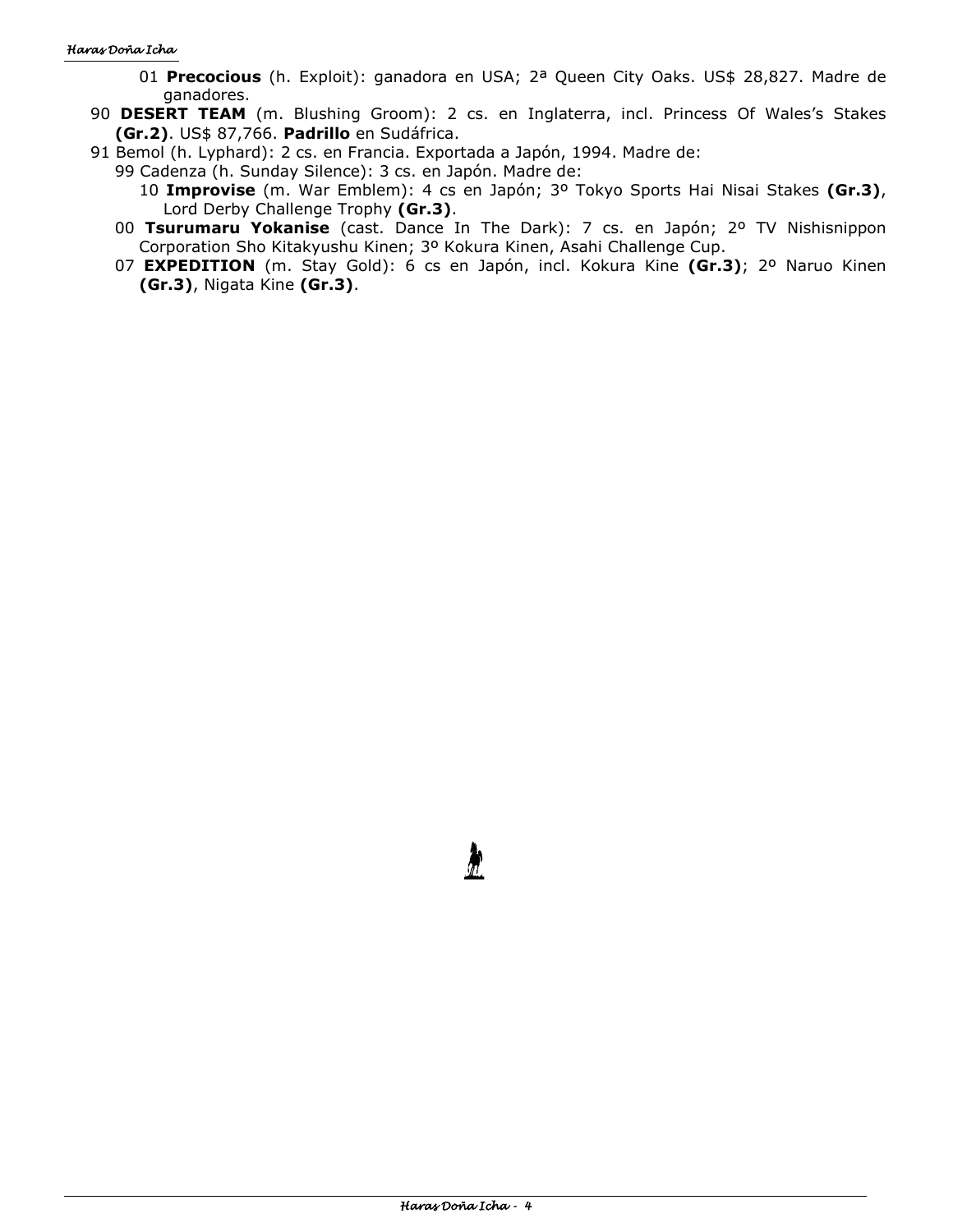01 **Precocious** (h. Exploit): ganadora en USA; 2ª Queen City Oaks. US$ 28,827. Madre de ganadores.

90 **DESERT TEAM** (m. Blushing Groom): 2 cs. en Inglaterra, incl. Princess Of Wales's Stakes **(Gr.2)**. US$ 87,766. **Padrillo** en Sudáfrica.

91 Bemol (h. Lyphard): 2 cs. en Francia. Exportada a Japón, 1994. Madre de:

99 Cadenza (h. Sunday Silence): 3 cs. en Japón. Madre de:

10 **Improvise** (m. War Emblem): 4 cs en Japón; 3º Tokyo Sports Hai Nisai Stakes **(Gr.3)**, Lord Derby Challenge Trophy **(Gr.3)**.

00 **Tsurumaru Yokanise** (cast. Dance In The Dark): 7 cs. en Japón; 2º TV Nishisnippon Corporation Sho Kitakyushu Kinen; 3º Kokura Kinen, Asahi Challenge Cup.

07 **EXPEDITION** (m. Stay Gold): 6 cs en Japón, incl. Kokura Kine **(Gr.3)**; 2º Naruo Kinen **(Gr.3)**, Nigata Kine **(Gr.3)**.